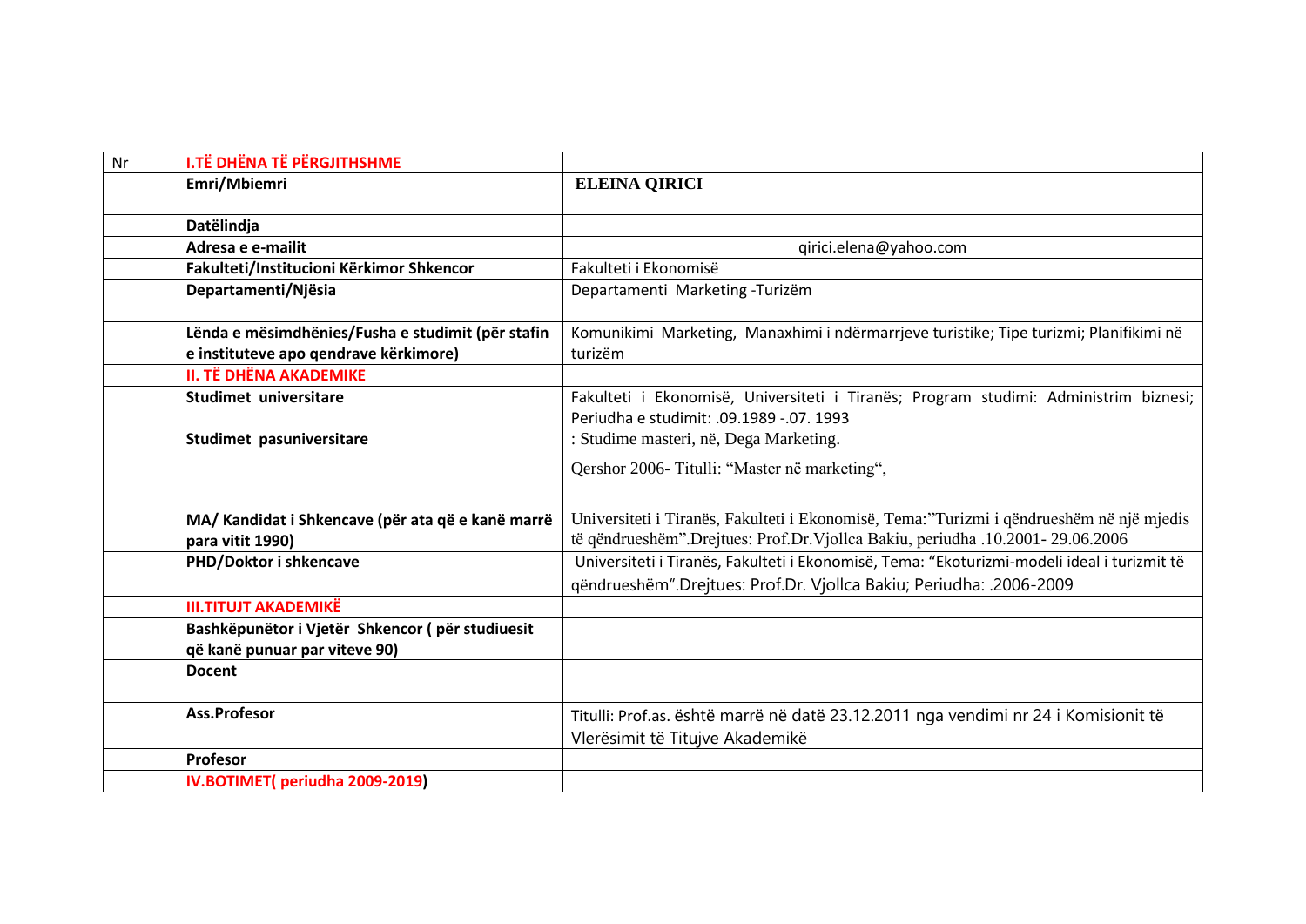| Nr | **I.TË DHËNA TË PËRGJITHSHME** | |
|---|---|---|
| | **Emri/Mbiemri** | **ELEINA QIRICI** |
| | **Datëlindja** | |
| | **Adresa e e-mailit** | qirici.elena@yahoo.com |
| | **Fakulteti/Institucioni Kërkimor Shkencor** | Fakulteti i Ekonomisë |
| | **Departamenti/Njësia** | Departamenti Marketing -Turizëm |
| | **Lënda e mësimdhënies/Fusha e studimit (për stafin e instituteve apo qendrave kërkimore)** | Komunikimi Marketing, Manaxhimi i ndërmarrjeve turistike; Tipe turizmi; Planifikimi në turizëm |
| | **II. TË DHËNA AKADEMIKE** | |
| | **Studimet universitare** | Fakulteti i Ekonomisë, Universiteti i Tiranës; Program studimi: Administrim biznesi; Periudha e studimit: .09.1989 -.07. 1993 |
| | **Studimet pasuniversitare** | : Studime masteri, në, Dega Marketing.<br>Qershor 2006- Titulli: "Master në marketing", |
| | **MA/ Kandidat i Shkencave (për ata që e kanë marrë para vitit 1990)** | Universiteti i Tiranës, Fakulteti i Ekonomisë, Tema:"Turizmi i qëndrueshëm në një mjedis të qëndrueshëm".Drejtues: Prof.Dr.Vjollca Bakiu, periudha .10.2001- 29.06.2006 |
| | **PHD/Doktor i shkencave** | Universiteti i Tiranës, Fakulteti i Ekonomisë, Tema: "Ekoturizmi-modeli ideal i turizmit të qëndrueshëm".Drejtues: Prof.Dr. Vjollca Bakiu; Periudha: .2006-2009 |
| | **III.TITUJT AKADEMIKË** | |
| | **Bashkëpunëtor i Vjetër Shkencor ( për studiuesit që kanë punuar par viteve 90)** | |
| | **Docent** | |
| | **Ass.Profesor** | Titulli: Prof.as. është marrë në datë 23.12.2011 nga vendimi nr 24 i Komisionit të Vlerësimit të Titujve Akademikë |
| | **Profesor** | |
| | **IV.BOTIMET( periudha 2009-2019)** | |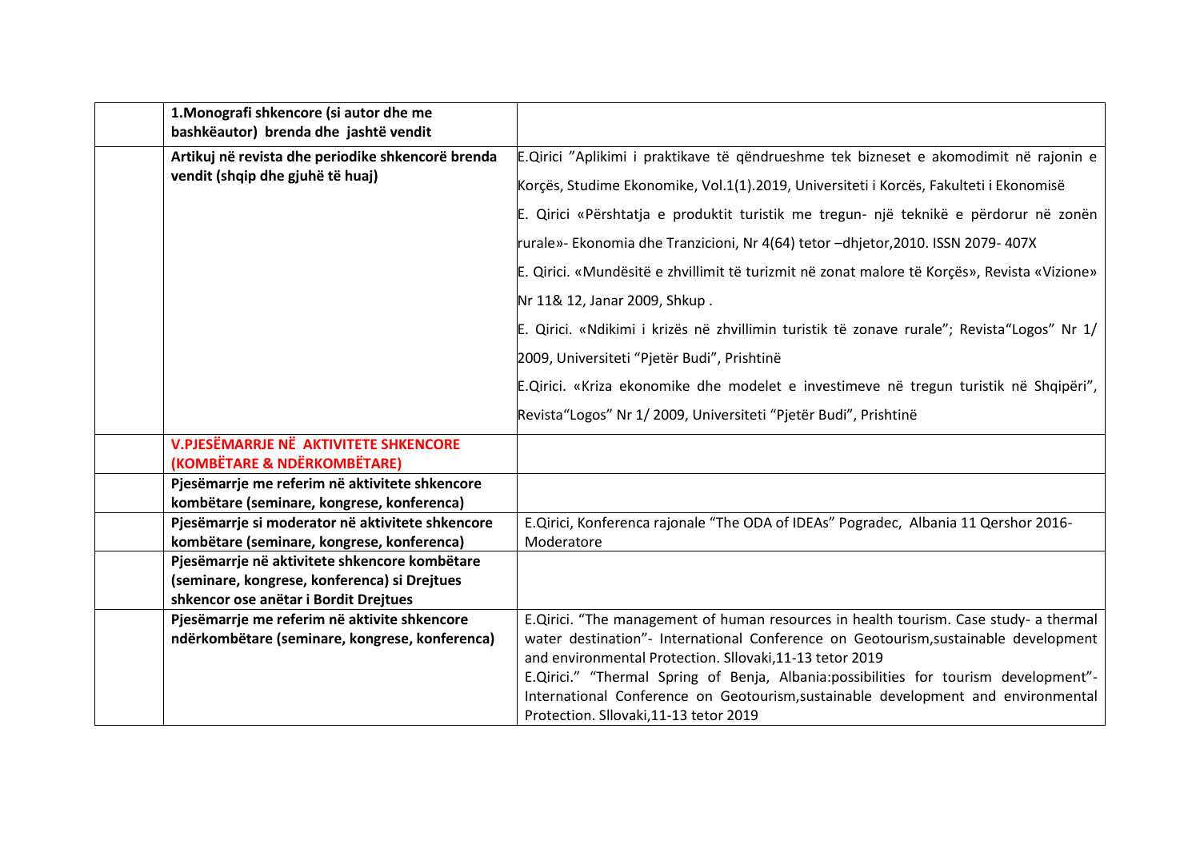|  | **1.Monografi shkencore (si autor dhe me bashkëautor) brenda dhe jashtë vendit** |  |
|---|---|---|
|  | **Artikuj në revista dhe periodike shkencorë brenda vendit (shqip dhe gjuhë të huaj)** | E.Qirici "Aplikimi i praktikave të qëndrueshme tek bizneset e akomodimit në rajonin e Korçës, Studime Ekonomike, Vol.1(1).2019, Universiteti i Korcës, Fakulteti i Ekonomisë<br>E. Qirici «Përshtatja e produktit turistik me tregun- një teknikë e përdorur në zonën rurale»- Ekonomia dhe Tranzicioni, Nr 4(64) tetor –dhjetor,2010. ISSN 2079- 407X<br>E. Qirici. «Mundësitë e zhvillimit të turizmit në zonat malore të Korçës», Revista «Vizione» Nr 11& 12, Janar 2009, Shkup .<br>E. Qirici. «Ndikimi i krizës në zhvillimin turistik të zonave rurale"; Revista"Logos" Nr 1/ 2009, Universiteti "Pjetër Budi", Prishtinë<br>E.Qirici. «Kriza ekonomike dhe modelet e investimeve në tregun turistik në Shqipëri", Revista"Logos" Nr 1/ 2009, Universiteti "Pjetër Budi", Prishtinë |
|  | **V.PJESËMARRJE NË AKTIVITETE SHKENCORE (KOMBËTARE & NDËRKOMBËTARE)** |  |
|  | **Pjesëmarrje me referim në aktivitete shkencore kombëtare (seminare, kongrese, konferenca)** |  |
|  | **Pjesëmarrje si moderator në aktivitete shkencore kombëtare (seminare, kongrese, konferenca)** | E.Qirici, Konferenca rajonale "The ODA of IDEAs" Pogradec, Albania 11 Qershor 2016- Moderatore |
|  | **Pjesëmarrje në aktivitete shkencore kombëtare (seminare, kongrese, konferenca) si Drejtues shkencor ose anëtar i Bordit Drejtues** |  |
|  | **Pjesëmarrje me referim në aktivite shkencore ndërkombëtare (seminare, kongrese, konferenca)** | E.Qirici. "The management of human resources in health tourism. Case study- a thermal water destination"- International Conference on Geotourism,sustainable development and environmental Protection. Sllovaki,11-13 tetor 2019<br>E.Qirici." "Thermal Spring of Benja, Albania:possibilities for tourism development"- International Conference on Geotourism,sustainable development and environmental Protection. Sllovaki,11-13 tetor 2019 |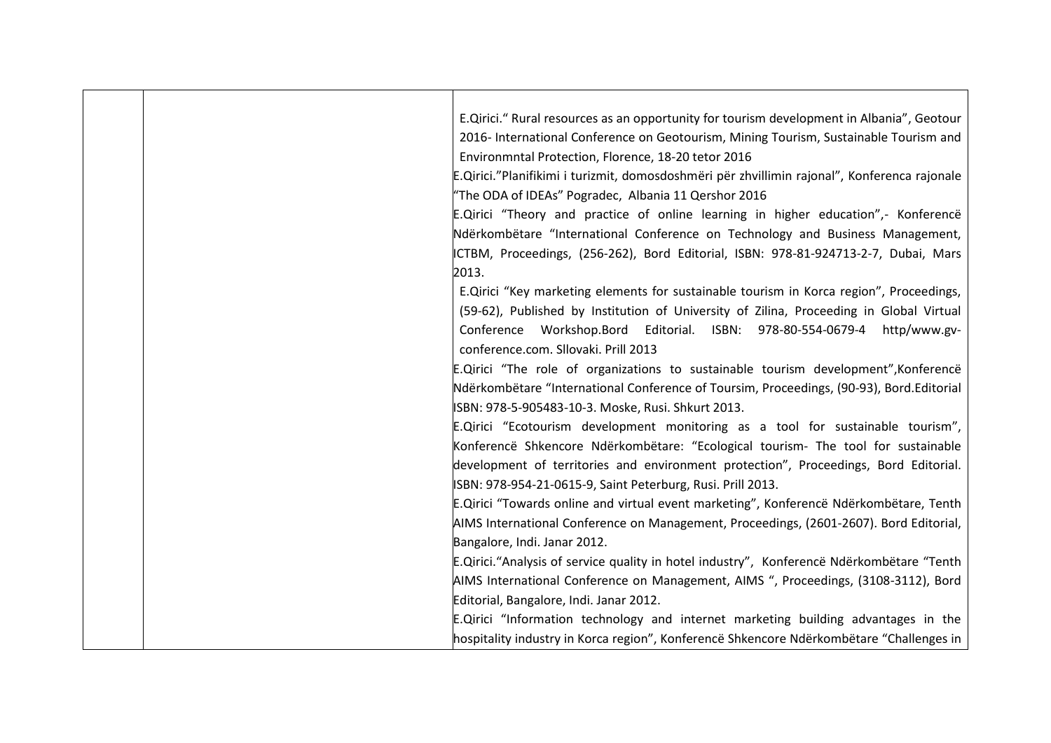| | | |
|---|---|---|
| | | E.Qirici." Rural resources as an opportunity for tourism development in Albania", Geotour 2016- International Conference on Geotourism, Mining Tourism, Sustainable Tourism and Environmntal Protection, Florence, 18-20 tetor 2016<br>E.Qirici."Planifikimi i turizmit, domosdoshmëri për zhvillimin rajonal", Konferenca rajonale "The ODA of IDEAs" Pogradec, Albania 11 Qershor 2016<br>E.Qirici "Theory and practice of online learning in higher education",- Konferencë Ndërkombëtare "International Conference on Technology and Business Management, ICTBM, Proceedings, (256-262), Bord Editorial, ISBN: 978-81-924713-2-7, Dubai, Mars 2013.<br>E.Qirici "Key marketing elements for sustainable tourism in Korca region", Proceedings, (59-62), Published by Institution of University of Zilina, Proceeding in Global Virtual Conference Workshop.Bord Editorial. ISBN: 978-80-554-0679-4 http/www.gv-conference.com. Sllovaki. Prill 2013<br>E.Qirici "The role of organizations to sustainable tourism development",Konferencë Ndërkombëtare "International Conference of Toursim, Proceedings, (90-93), Bord.Editorial ISBN: 978-5-905483-10-3. Moske, Rusi. Shkurt 2013.<br>E.Qirici "Ecotourism development monitoring as a tool for sustainable tourism", Konferencë Shkencore Ndërkombëtare: "Ecological tourism- The tool for sustainable development of territories and environment protection", Proceedings, Bord Editorial. ISBN: 978-954-21-0615-9, Saint Peterburg, Rusi. Prill 2013.<br>E.Qirici "Towards online and virtual event marketing", Konferencë Ndërkombëtare, Tenth AIMS International Conference on Management, Proceedings, (2601-2607). Bord Editorial, Bangalore, Indi. Janar 2012.<br>E.Qirici."Analysis of service quality in hotel industry", Konferencë Ndërkombëtare "Tenth AIMS International Conference on Management, AIMS ", Proceedings, (3108-3112), Bord Editorial, Bangalore, Indi. Janar 2012.<br>E.Qirici "Information technology and internet marketing building advantages in the hospitality industry in Korca region", Konferencë Shkencore Ndërkombëtare "Challenges in |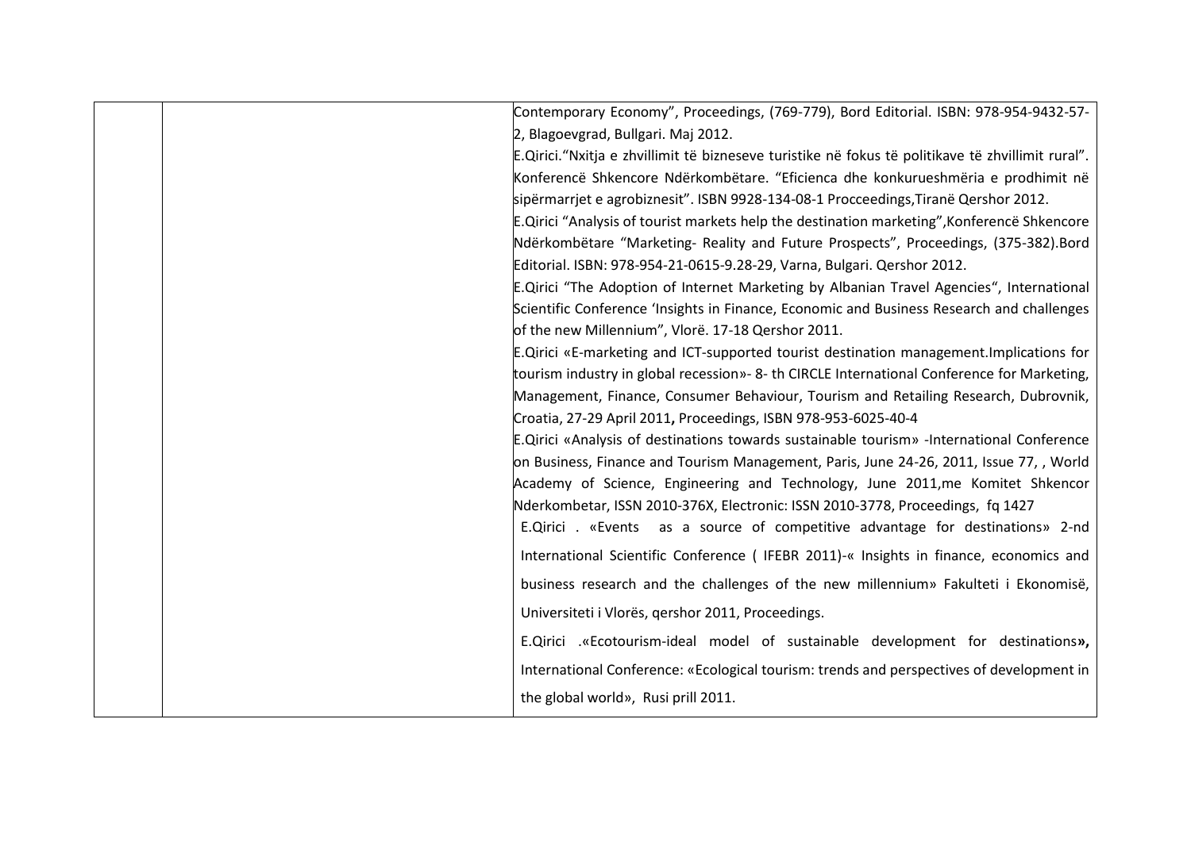| | | |
|---|---|---|
| | | Contemporary Economy", Proceedings, (769-779), Bord Editorial. ISBN: 978-954-9432-57-2, Blagoevgrad, Bullgari. Maj 2012.<br>E.Qirici."Nxitja e zhvillimit të bizneseve turistike në fokus të politikave të zhvillimit rural". Konferencë Shkencore Ndërkombëtare. "Eficienca dhe konkurueshmëria e prodhimit në sipërmarrjet e agrobiznesit". ISBN 9928-134-08-1 Procceedings,Tiranë Qershor 2012.<br>E.Qirici "Analysis of tourist markets help the destination marketing",Konferencë Shkencore Ndërkombëtare "Marketing- Reality and Future Prospects", Proceedings, (375-382).Bord Editorial. ISBN: 978-954-21-0615-9.28-29, Varna, Bulgari. Qershor 2012.<br>E.Qirici "The Adoption of Internet Marketing by Albanian Travel Agencies", International Scientific Conference 'Insights in Finance, Economic and Business Research and challenges of the new Millennium", Vlorë. 17-18 Qershor 2011.<br>E.Qirici «E-marketing and ICT-supported tourist destination management.Implications for tourism industry in global recession»- 8- th CIRCLE International Conference for Marketing, Management, Finance, Consumer Behaviour, Tourism and Retailing Research, Dubrovnik, Croatia, 27-29 April 2011**,** Proceedings, ISBN 978-953-6025-40-4<br>E.Qirici «Analysis of destinations towards sustainable tourism» -International Conference on Business, Finance and Tourism Management, Paris, June 24-26, 2011, Issue 77, , World Academy of Science, Engineering and Technology, June 2011,me Komitet Shkencor Nderkombetar, ISSN 2010-376X, Electronic: ISSN 2010-3778, Proceedings, fq 1427<br>E.Qirici . «Events as a source of competitive advantage for destinations» 2-nd International Scientific Conference ( IFEBR 2011)-« Insights in finance, economics and business research and the challenges of the new millennium» Fakulteti i Ekonomisë, Universiteti i Vlorës, qershor 2011, Proceedings.<br>E.Qirici .«Ecotourism-ideal model of sustainable development for destinations**»,** International Conference: «Ecological tourism: trends and perspectives of development in the global world», Rusi prill 2011. |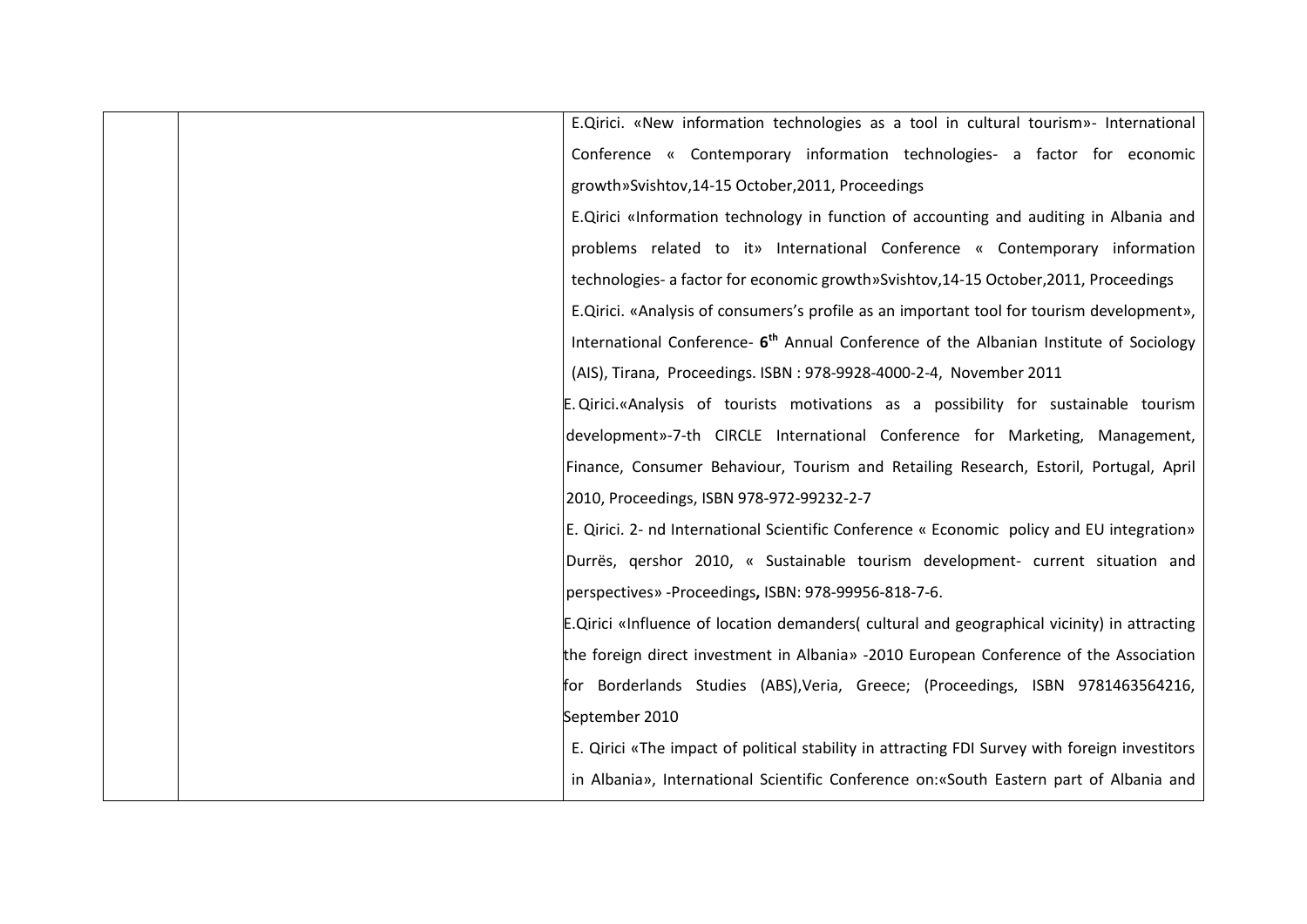| | | |
|---|---|---|
| | | E.Qirici. «New information technologies as a tool in cultural tourism»- International Conference « Contemporary information technologies- a factor for economic growth»Svishtov,14-15 October,2011, Proceedings<br>E.Qirici «Information technology in function of accounting and auditing in Albania and problems related to it» International Conference « Contemporary information technologies- a factor for economic growth»Svishtov,14-15 October,2011, Proceedings<br>E.Qirici. «Analysis of consumers's profile as an important tool for tourism development», International Conference- **6$^{th}$** Annual Conference of the Albanian Institute of Sociology (AIS), Tirana, Proceedings. ISBN : 978-9928-4000-2-4, November 2011<br>E. Qirici.«Analysis of tourists motivations as a possibility for sustainable tourism development»-7-th CIRCLE International Conference for Marketing, Management, Finance, Consumer Behaviour, Tourism and Retailing Research, Estoril, Portugal, April 2010, Proceedings, ISBN 978-972-99232-2-7<br>E. Qirici. 2- nd International Scientific Conference « Economic policy and EU integration» Durrës, qershor 2010, « Sustainable tourism development- current situation and perspectives» -Proceedings**,** ISBN: 978-99956-818-7-6.<br>E.Qirici «Influence of location demanders( cultural and geographical vicinity) in attracting the foreign direct investment in Albania» -2010 European Conference of the Association for Borderlands Studies (ABS),Veria, Greece; (Proceedings, ISBN 9781463564216, September 2010<br>E. Qirici «The impact of political stability in attracting FDI Survey with foreign investitors in Albania», International Scientific Conference on:«South Eastern part of Albania and |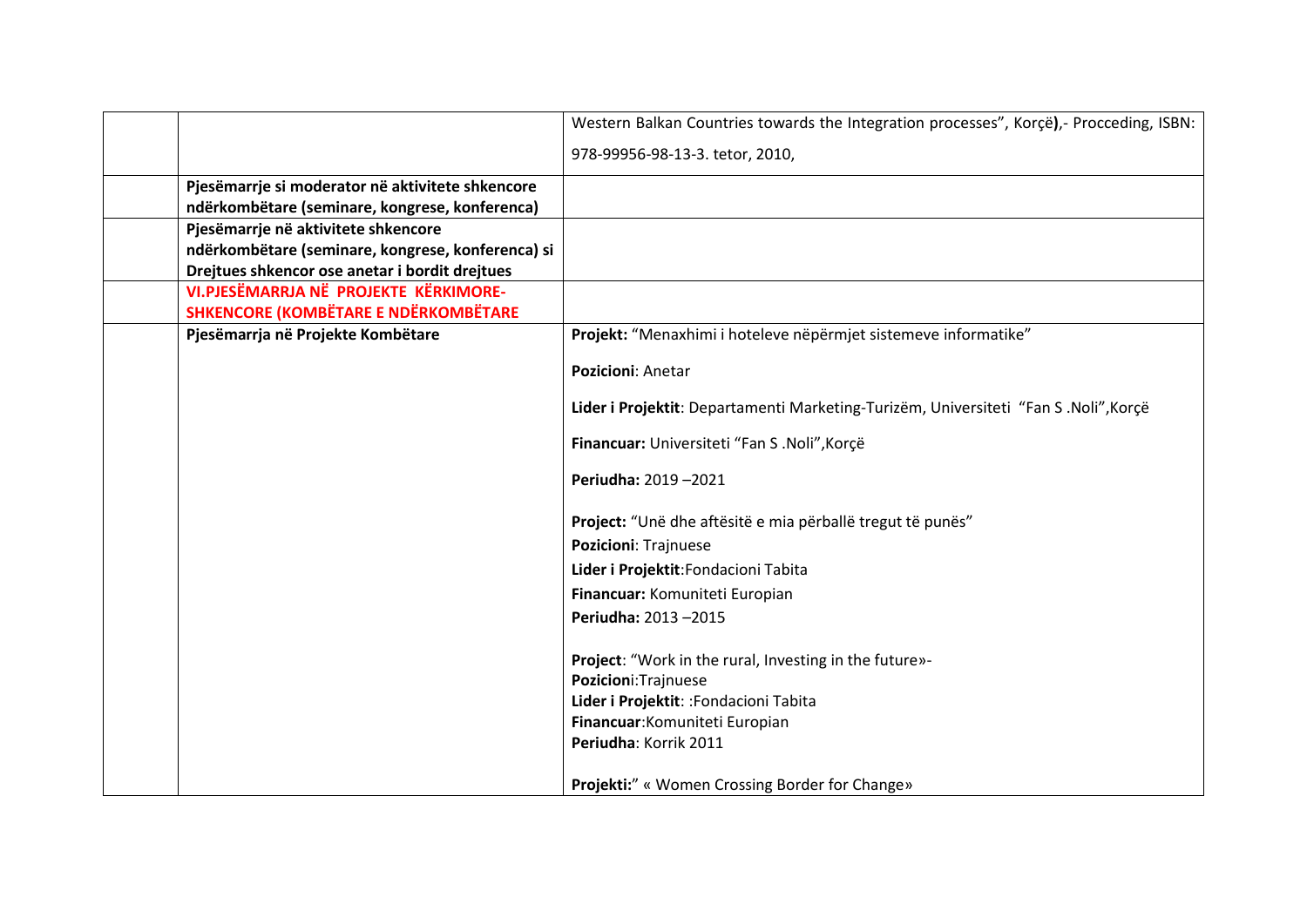|  |  |  |
|---|---|---|
|  |  | Western Balkan Countries towards the Integration processes", Korçë),- Procceding, ISBN: 978-99956-98-13-3. tetor, 2010, |
|  | **Pjesëmarrje si moderator në aktivitete shkencore ndërkombëtare (seminare, kongrese, konferenca)** |  |
|  | **Pjesëmarrje në aktivitete shkencore ndërkombëtare (seminare, kongrese, konferenca) si Drejtues shkencor ose anetar i bordit drejtues** |  |
|  | **VI.PJESËMARRJA NË PROJEKTE KËRKIMORE-SHKENCORE (KOMBËTARE E NDËRKOMBËTARE** |  |
|  | **Pjesëmarrja në Projekte Kombëtare** | **Projekt:** "Menaxhimi i hoteleve nëpërmjet sistemeve informatike"<br><br>**Pozicioni**: Anetar<br><br>**Lider i Projektit**: Departamenti Marketing-Turizëm, Universiteti "Fan S .Noli",Korçë<br><br>**Financuar:** Universiteti "Fan S .Noli",Korçë<br><br>**Periudha:** 2019 –2021<br><br>**Project:** "Unë dhe aftësitë e mia përballë tregut të punës"<br>**Pozicioni**: Trajnuese<br>**Lider i Projektit**:Fondacioni Tabita<br>**Financuar:** Komuniteti Europian<br>**Periudha:** 2013 –2015<br><br>**Project**: "Work in the rural, Investing in the future»-<br>**Pozicion**i:Trajnuese<br>**Lider i Projektit**: :Fondacioni Tabita<br>**Financuar**:Komuniteti Europian<br>**Periudha**: Korrik 2011<br><br>**Projekti:**" « Women Crossing Border for Change» |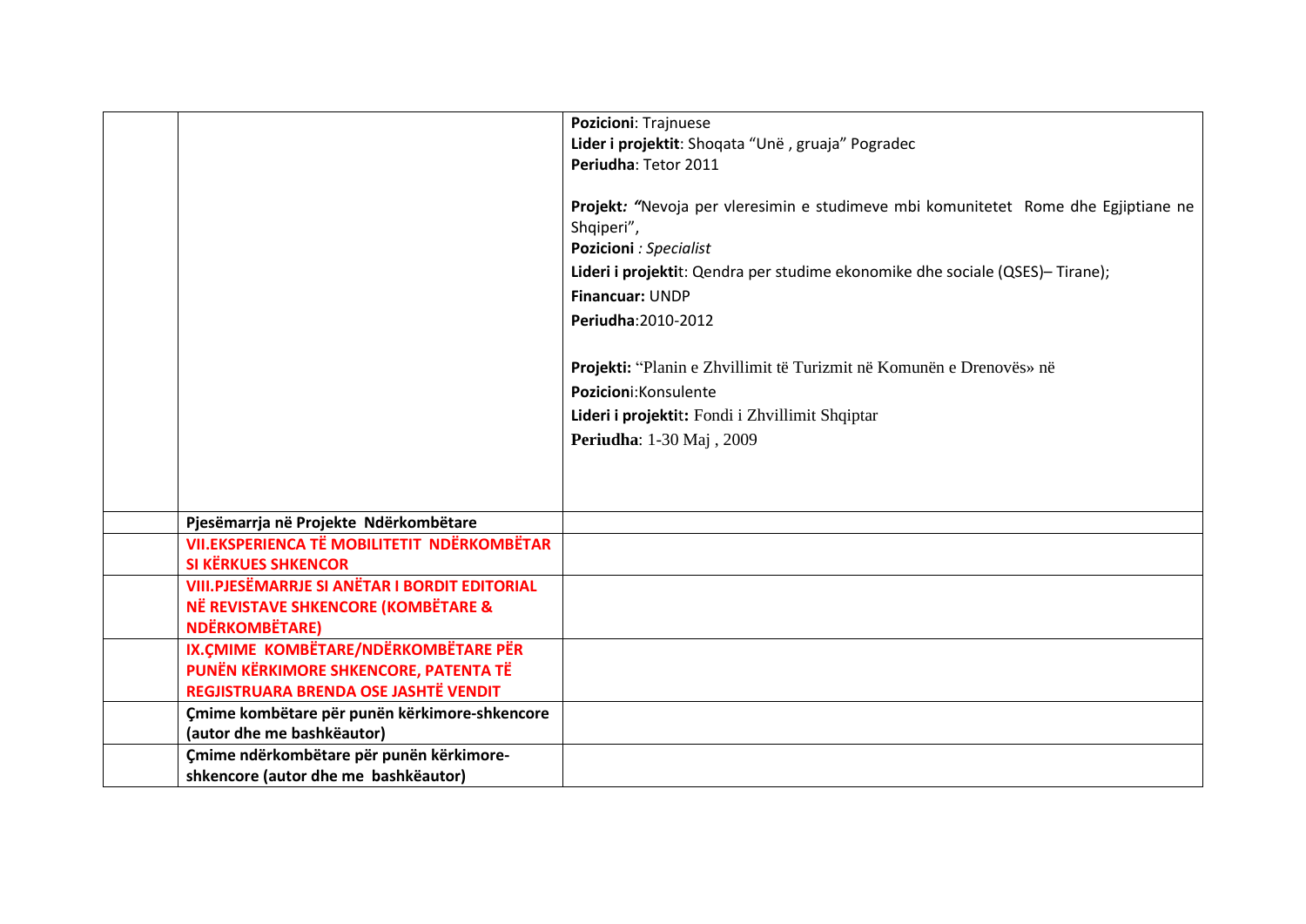| | | |
|---|---|---|
| | | **Pozicioni**: Trajnuese<br>**Lider i projektit**: Shoqata "Unë , gruaja" Pogradec<br>**Periudha**: Tetor 2011<br><br>**Projekt***: "*Nevoja per vleresimin e studimeve mbi komunitetet Rome dhe Egjiptiane ne Shqiperi",<br>**Pozicioni** *: Specialist*<br>**Lideri i projekti**t: Qendra per studime ekonomike dhe sociale (QSES)– Tirane);<br>**Financuar:** UNDP<br>**Periudha**:2010-2012<br><br>**Projekti:** "Planin e Zhvillimit të Turizmit në Komunën e Drenovës» në<br>**Pozicion**i:Konsulente<br>**Lideri i projekti**t**:** Fondi i Zhvillimit Shqiptar<br>**Periudha**: 1-30 Maj , 2009 |
| | **Pjesëmarrja në Projekte Ndërkombëtare** | |
| | **VII.EKSPERIENCA TË MOBILITETIT NDËRKOMBËTAR SI KËRKUES SHKENCOR** | |
| | **VIII.PJESËMARRJE SI ANËTAR I BORDIT EDITORIAL NË REVISTAVE SHKENCORE (KOMBËTARE & NDËRKOMBËTARE)** | |
| | **IX.ÇMIME KOMBËTARE/NDËRKOMBËTARE PËR PUNËN KËRKIMORE SHKENCORE, PATENTA TË REGJISTRUARA BRENDA OSE JASHTË VENDIT** | |
| | **Çmime kombëtare për punën kërkimore-shkencore (autor dhe me bashkëautor)** | |
| | **Çmime ndërkombëtare për punën kërkimore-shkencore (autor dhe me bashkëautor)** | |